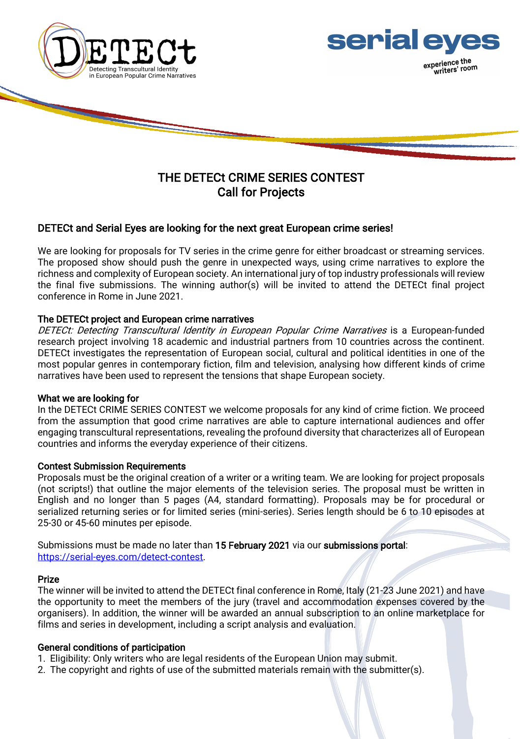DETECt
Detecting Transcultural Identity in European Popular Crime Narratives

serial eyes
experience the writers' room

# THE DETECt CRIME SERIES CONTEST
# Call for Projects

## DETECt and Serial Eyes are looking for the next great European crime series!

We are looking for proposals for TV series in the crime genre for either broadcast or streaming services. The proposed show should push the genre in unexpected ways, using crime narratives to explore the richness and complexity of European society. An international jury of top industry professionals will review the final five submissions. The winning author(s) will be invited to attend the DETECt final project conference in Rome in June 2021.

### The DETECt project and European crime narratives

*DETECt: Detecting Transcultural Identity in European Popular Crime Narratives* is a European-funded research project involving 18 academic and industrial partners from 10 countries across the continent. DETECt investigates the representation of European social, cultural and political identities in one of the most popular genres in contemporary fiction, film and television, analysing how different kinds of crime narratives have been used to represent the tensions that shape European society.

### What we are looking for

In the DETECt CRIME SERIES CONTEST we welcome proposals for any kind of crime fiction. We proceed from the assumption that good crime narratives are able to capture international audiences and offer engaging transcultural representations, revealing the profound diversity that characterizes all of European countries and informs the everyday experience of their citizens.

### Contest Submission Requirements

Proposals must be the original creation of a writer or a writing team. We are looking for project proposals (not scripts!) that outline the major elements of the television series. The proposal must be written in English and no longer than 5 pages (A4, standard formatting). Proposals may be for procedural or serialized returning series or for limited series (mini-series). Series length should be 6 to 10 episodes at 25-30 or 45-60 minutes per episode.

Submissions must be made no later than **15 February 2021** via our **submissions portal**: [https://serial-eyes.com/detect-contest](https://serial-eyes.com/detect-contest).

### Prize

The winner will be invited to attend the DETECt final conference in Rome, Italy (21-23 June 2021) and have the opportunity to meet the members of the jury (travel and accommodation expenses covered by the organisers). In addition, the winner will be awarded an annual subscription to an online marketplace for films and series in development, including a script analysis and evaluation.

### General conditions of participation

1. Eligibility: Only writers who are legal residents of the European Union may submit.
2. The copyright and rights of use of the submitted materials remain with the submitter(s).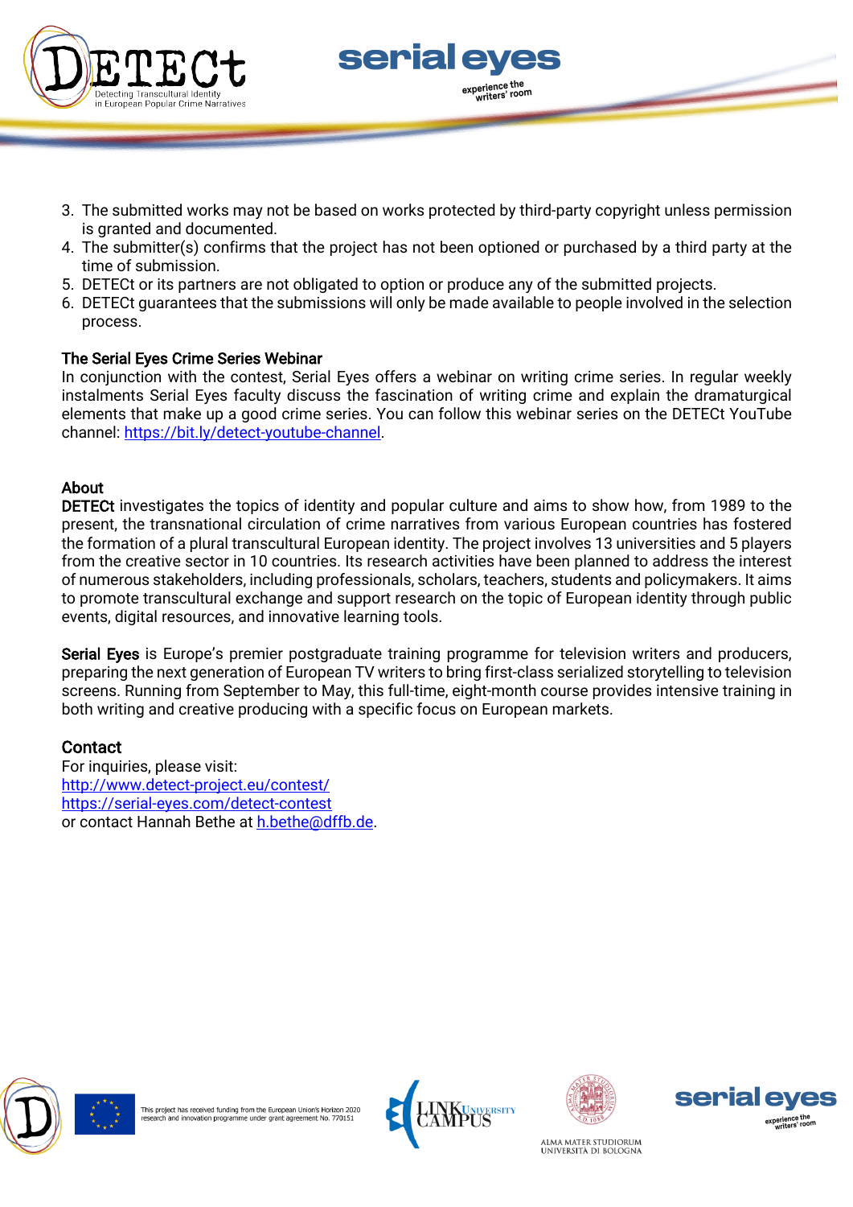3. The submitted works may not be based on works protected by third-party copyright unless permission is granted and documented.
4. The submitter(s) confirms that the project has not been optioned or purchased by a third party at the time of submission.
5. DETECt or its partners are not obligated to option or produce any of the submitted projects.
6. DETECt guarantees that the submissions will only be made available to people involved in the selection process.

**The Serial Eyes Crime Series Webinar**

In conjunction with the contest, Serial Eyes offers a webinar on writing crime series. In regular weekly instalments Serial Eyes faculty discuss the fascination of writing crime and explain the dramaturgical elements that make up a good crime series. You can follow this webinar series on the DETECt YouTube channel: https://bit.ly/detect-youtube-channel.

**About**

**DETECt** investigates the topics of identity and popular culture and aims to show how, from 1989 to the present, the transnational circulation of crime narratives from various European countries has fostered the formation of a plural transcultural European identity. The project involves 13 universities and 5 players from the creative sector in 10 countries. Its research activities have been planned to address the interest of numerous stakeholders, including professionals, scholars, teachers, students and policymakers. It aims to promote transcultural exchange and support research on the topic of European identity through public events, digital resources, and innovative learning tools.

**Serial Eyes** is Europe's premier postgraduate training programme for television writers and producers, preparing the next generation of European TV writers to bring first-class serialized storytelling to television screens. Running from September to May, this full-time, eight-month course provides intensive training in both writing and creative producing with a specific focus on European markets.

**Contact**

For inquiries, please visit:
http://www.detect-project.eu/contest/
https://serial-eyes.com/detect-contest
or contact Hannah Bethe at h.bethe@dffb.de.

This project has received funding from the European Union's Horizon 2020 research and innovation programme under grant agreement No. 770151